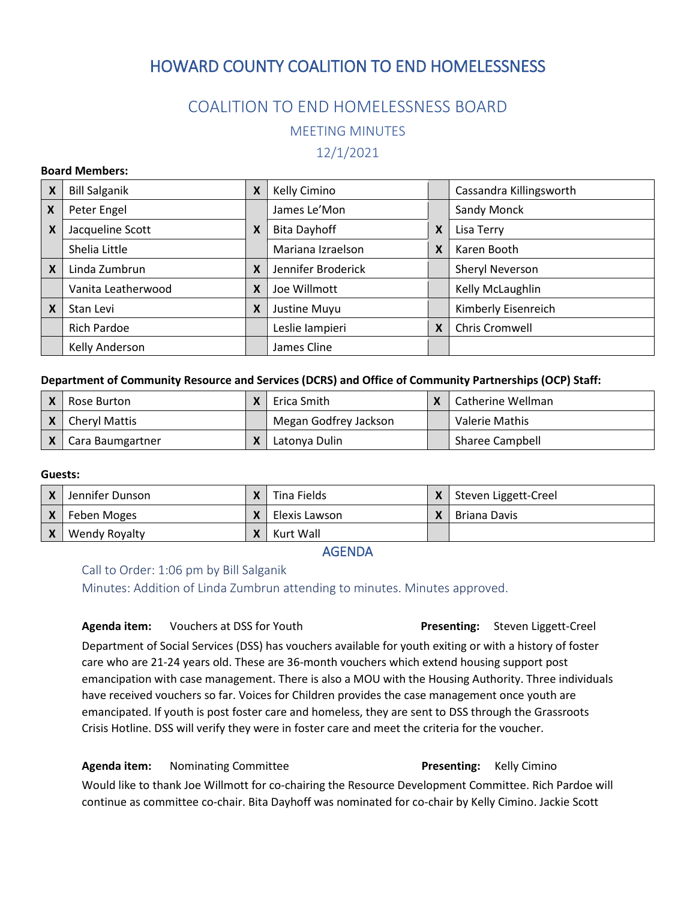# HOWARD COUNTY COALITION TO END HOMELESSNESS

## COALITION TO END HOMELESSNESS BOARD

### MEETING MINUTES

### 12/1/2021

**Board Members:**

| | | | | | |
|---|---|---|---|---|---|
| X | Bill Salganik | X | Kelly Cimino | | Cassandra Killingsworth |
| X | Peter Engel | | James Le'Mon | | Sandy Monck |
| X | Jacqueline Scott | X | Bita Dayhoff | X | Lisa Terry |
| | Shelia Little | | Mariana Izraelson | X | Karen Booth |
| X | Linda Zumbrun | X | Jennifer Broderick | | Sheryl Neverson |
| | Vanita Leatherwood | X | Joe Willmott | | Kelly McLaughlin |
| X | Stan Levi | X | Justine Muyu | | Kimberly Eisenreich |
| | Rich Pardoe | | Leslie Iampieri | X | Chris Cromwell |
| | Kelly Anderson | | James Cline | | |

**Department of Community Resource and Services (DCRS) and Office of Community Partnerships (OCP) Staff:**

| | | | | | |
|---|---|---|---|---|---|
| X | Rose Burton | X | Erica Smith | X | Catherine Wellman |
| X | Cheryl Mattis | | Megan Godfrey Jackson | | Valerie Mathis |
| X | Cara Baumgartner | X | Latonya Dulin | | Sharee Campbell |

**Guests:**

| | | | | | |
|---|---|---|---|---|---|
| X | Jennifer Dunson | X | Tina Fields | X | Steven Liggett-Creel |
| X | Feben Moges | X | Elexis Lawson | X | Briana Davis |
| X | Wendy Royalty | X | Kurt Wall | | |

## AGENDA

Call to Order: 1:06 pm by Bill Salganik

Minutes: Addition of Linda Zumbrun attending to minutes. Minutes approved.

**Agenda item:** Vouchers at DSS for Youth **Presenting:** Steven Liggett-Creel

Department of Social Services (DSS) has vouchers available for youth exiting or with a history of foster care who are 21-24 years old. These are 36-month vouchers which extend housing support post emancipation with case management. There is also a MOU with the Housing Authority. Three individuals have received vouchers so far. Voices for Children provides the case management once youth are emancipated. If youth is post foster care and homeless, they are sent to DSS through the Grassroots Crisis Hotline. DSS will verify they were in foster care and meet the criteria for the voucher.

**Agenda item:** Nominating Committee **Presenting:** Kelly Cimino

Would like to thank Joe Willmott for co-chairing the Resource Development Committee. Rich Pardoe will continue as committee co-chair. Bita Dayhoff was nominated for co-chair by Kelly Cimino. Jackie Scott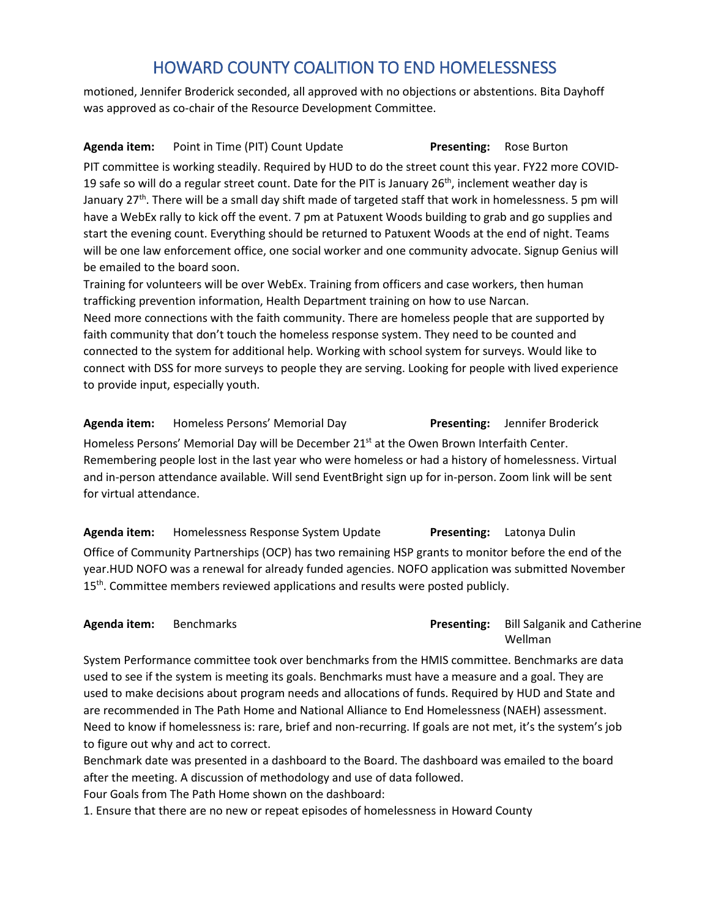motioned, Jennifer Broderick seconded, all approved with no objections or abstentions. Bita Dayhoff was approved as co-chair of the Resource Development Committee.

**Agenda item:** Point in Time (PIT) Count Update **Presenting:** Rose Burton

PIT committee is working steadily. Required by HUD to do the street count this year. FY22 more COVID-19 safe so will do a regular street count. Date for the PIT is January 26th, inclement weather day is January 27th. There will be a small day shift made of targeted staff that work in homelessness. 5 pm will have a WebEx rally to kick off the event. 7 pm at Patuxent Woods building to grab and go supplies and start the evening count. Everything should be returned to Patuxent Woods at the end of night. Teams will be one law enforcement office, one social worker and one community advocate. Signup Genius will be emailed to the board soon.

Training for volunteers will be over WebEx. Training from officers and case workers, then human trafficking prevention information, Health Department training on how to use Narcan.

Need more connections with the faith community. There are homeless people that are supported by faith community that don't touch the homeless response system. They need to be counted and connected to the system for additional help. Working with school system for surveys. Would like to connect with DSS for more surveys to people they are serving. Looking for people with lived experience to provide input, especially youth.

**Agenda item:** Homeless Persons' Memorial Day **Presenting:** Jennifer Broderick

Homeless Persons' Memorial Day will be December 21st at the Owen Brown Interfaith Center. Remembering people lost in the last year who were homeless or had a history of homelessness. Virtual and in-person attendance available. Will send EventBright sign up for in-person. Zoom link will be sent for virtual attendance.

**Agenda item:** Homelessness Response System Update **Presenting:** Latonya Dulin

Office of Community Partnerships (OCP) has two remaining HSP grants to monitor before the end of the year.HUD NOFO was a renewal for already funded agencies. NOFO application was submitted November 15th. Committee members reviewed applications and results were posted publicly.

**Agenda item:** Benchmarks **Presenting:** Bill Salganik and Catherine Wellman

System Performance committee took over benchmarks from the HMIS committee. Benchmarks are data used to see if the system is meeting its goals. Benchmarks must have a measure and a goal. They are used to make decisions about program needs and allocations of funds. Required by HUD and State and are recommended in The Path Home and National Alliance to End Homelessness (NAEH) assessment. Need to know if homelessness is: rare, brief and non-recurring. If goals are not met, it's the system's job to figure out why and act to correct.

Benchmark date was presented in a dashboard to the Board. The dashboard was emailed to the board after the meeting. A discussion of methodology and use of data followed.

Four Goals from The Path Home shown on the dashboard:

1. Ensure that there are no new or repeat episodes of homelessness in Howard County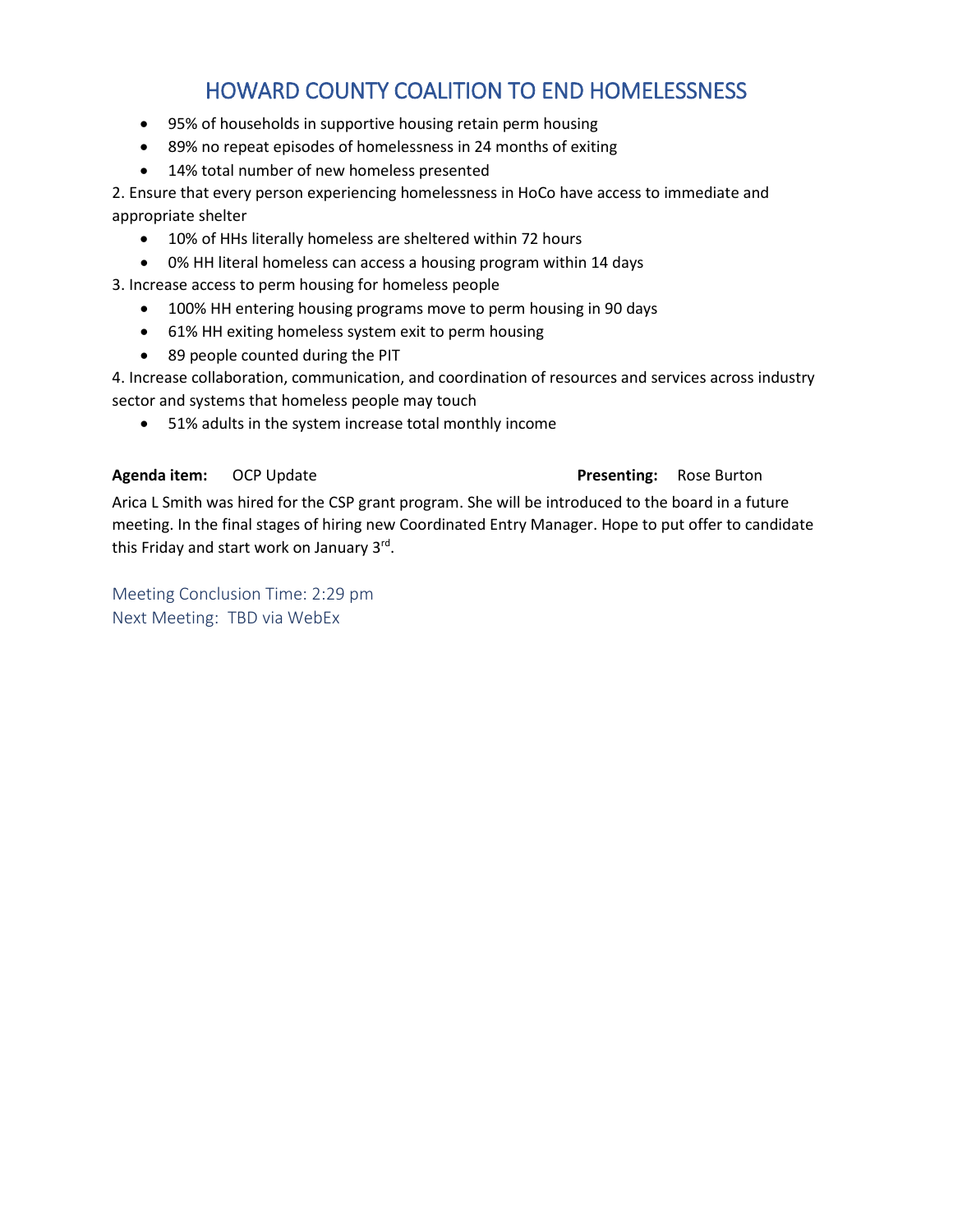- 95% of households in supportive housing retain perm housing
- 89% no repeat episodes of homelessness in 24 months of exiting
- 14% total number of new homeless presented

2. Ensure that every person experiencing homelessness in HoCo have access to immediate and appropriate shelter
   - 10% of HHs literally homeless are sheltered within 72 hours
   - 0% HH literal homeless can access a housing program within 14 days
3. Increase access to perm housing for homeless people
   - 100% HH entering housing programs move to perm housing in 90 days
   - 61% HH exiting homeless system exit to perm housing
   - 89 people counted during the PIT
4. Increase collaboration, communication, and coordination of resources and services across industry sector and systems that homeless people may touch
   - 51% adults in the system increase total monthly income

**Agenda item:** OCP Update **Presenting:** Rose Burton

Arica L Smith was hired for the CSP grant program. She will be introduced to the board in a future meeting. In the final stages of hiring new Coordinated Entry Manager. Hope to put offer to candidate this Friday and start work on January 3rd.

Meeting Conclusion Time: 2:29 pm
Next Meeting: TBD via WebEx